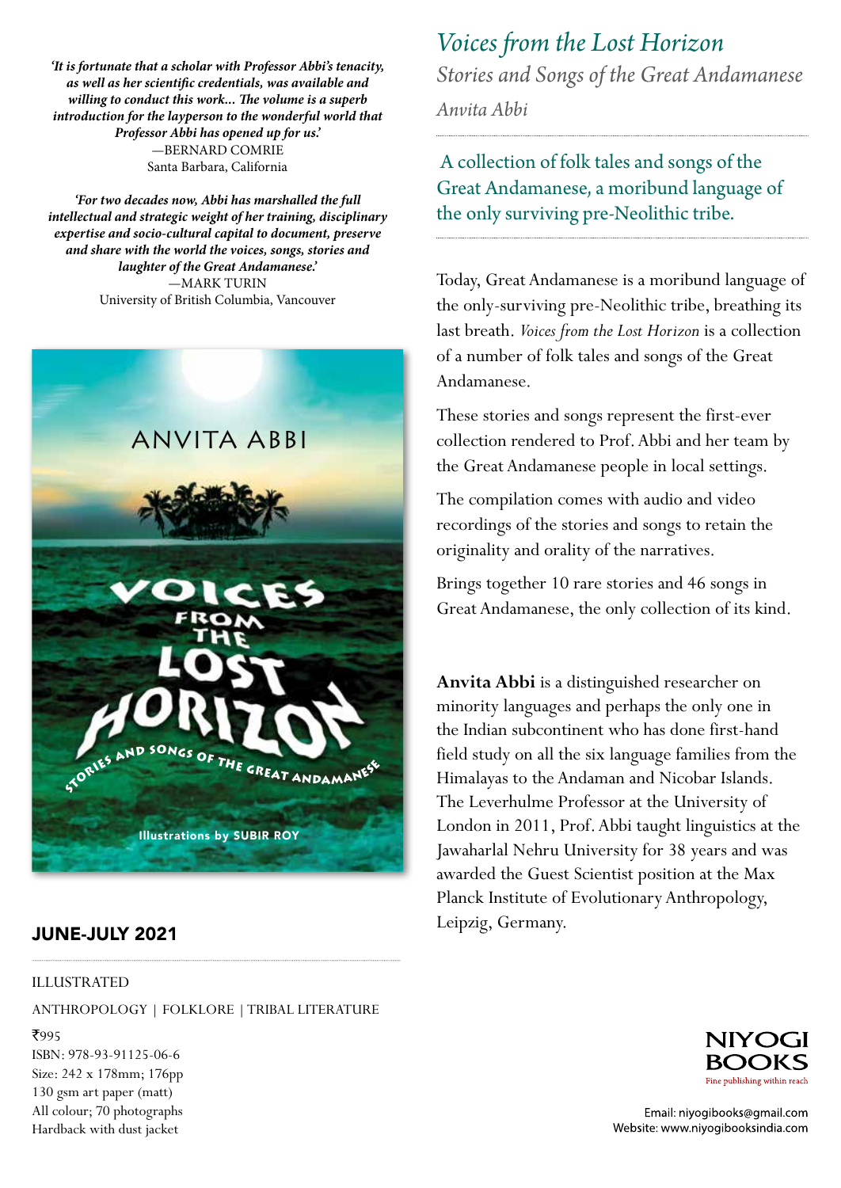*'It is fortunate that a scholar with Professor Abbi's tenacity, as well as her scientific credentials, was available and willing to conduct this work... The volume is a superb introduction for the layperson to the wonderful world that Professor Abbi has opened up for us.'*
—BERNARD COMRIE
Santa Barbara, California

*'For two decades now, Abbi has marshalled the full intellectual and strategic weight of her training, disciplinary expertise and socio-cultural capital to document, preserve and share with the world the voices, songs, stories and laughter of the Great Andamanese.'*
—MARK TURIN
University of British Columbia, Vancouver

ANVITA ABBI

VOICES FROM THE LOST HORIZON

STORIES AND SONGS OF THE GREAT ANDAMANESE

Illustrations by SUBIR ROY

**JUNE-JULY 2021**

ILLUSTRATED

ANTHROPOLOGY | FOLKLORE | TRIBAL LITERATURE

₹995
ISBN: 978-93-91125-06-6
Size: 242 x 178mm; 176pp
130 gsm art paper (matt)
All colour; 70 photographs
Hardback with dust jacket

# *Voices from the Lost Horizon*

## *Stories and Songs of the Great Andamanese*

*Anvita Abbi*

A collection of folk tales and songs of the Great Andamanese, a moribund language of the only surviving pre-Neolithic tribe.

Today, Great Andamanese is a moribund language of the only-surviving pre-Neolithic tribe, breathing its last breath. *Voices from the Lost Horizon* is a collection of a number of folk tales and songs of the Great Andamanese.

These stories and songs represent the first-ever collection rendered to Prof. Abbi and her team by the Great Andamanese people in local settings.

The compilation comes with audio and video recordings of the stories and songs to retain the originality and orality of the narratives.

Brings together 10 rare stories and 46 songs in Great Andamanese, the only collection of its kind.

**Anvita Abbi** is a distinguished researcher on minority languages and perhaps the only one in the Indian subcontinent who has done first-hand field study on all the six language families from the Himalayas to the Andaman and Nicobar Islands. The Leverhulme Professor at the University of London in 2011, Prof. Abbi taught linguistics at the Jawaharlal Nehru University for 38 years and was awarded the Guest Scientist position at the Max Planck Institute of Evolutionary Anthropology, Leipzig, Germany.

NIYOGI BOOKS
Fine publishing within reach

Email: niyogibooks@gmail.com
Website: www.niyogibooksindia.com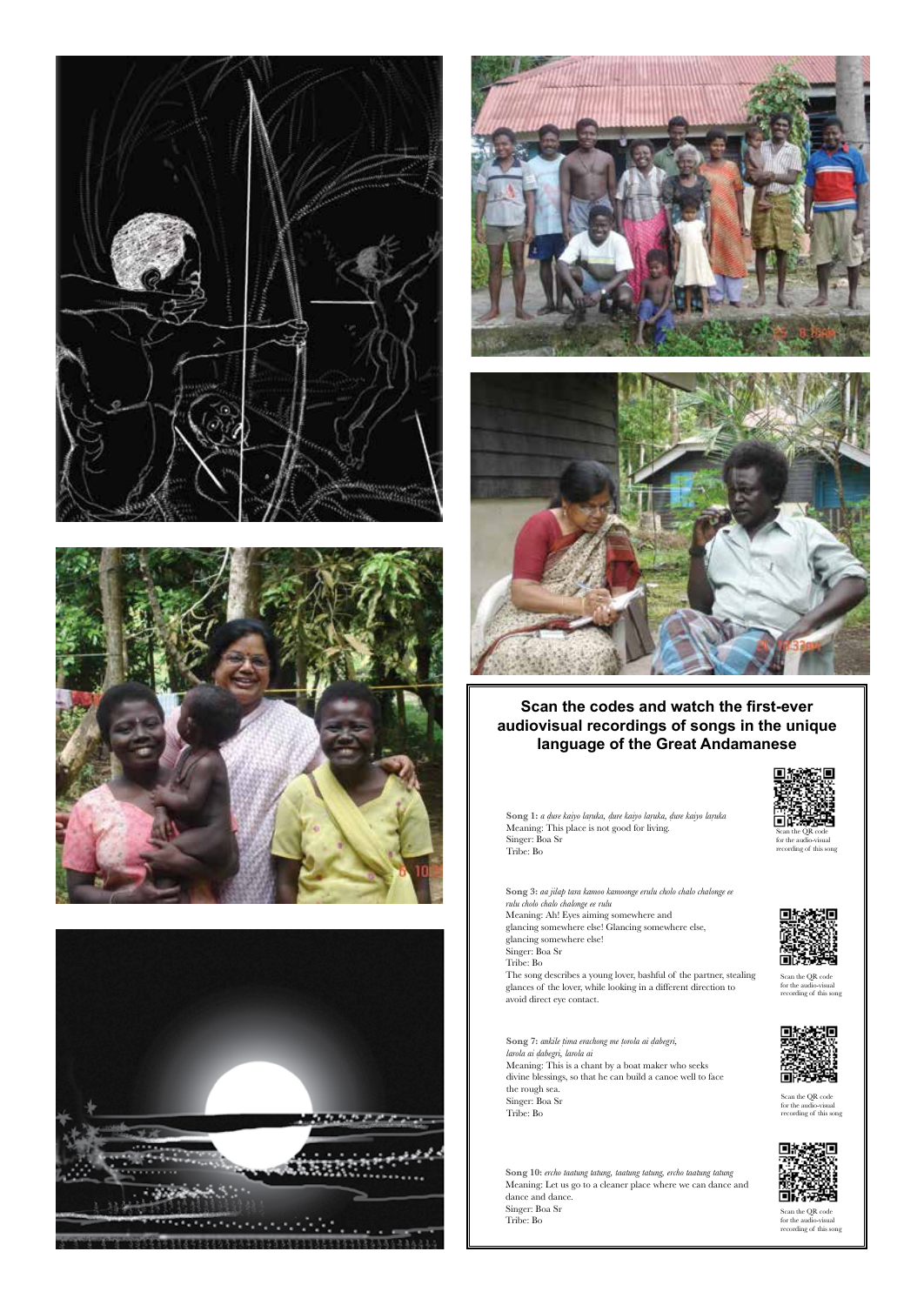**Scan the codes and watch the first-ever audiovisual recordings of songs in the unique language of the Great Andamanese**

**Song 1:** *a dure kaiyo laruka, dure kaiyo laruka, dure kaiyo laruka*
Meaning: This place is not good for living.
Singer: Boa Sr
Tribe: Bo

Scan the QR code for the audio-visual recording of this song

**Song 3:** *aa jilap tara kamoo kamoonge erulu cholo chalo chalonge ee rulu cholo chalo chalonge ee rulu*
Meaning: Ah! Eyes aiming somewhere and glancing somewhere else! Glancing somewhere else, glancing somewhere else!
Singer: Boa Sr
Tribe: Bo
The song describes a young lover, bashful of the partner, stealing glances of the lover, while looking in a different direction to avoid direct eye contact.

Scan the QR code for the audio-visual recording of this song

**Song 7:** *ankile tima erachong me torola ai dabegri, larola ai dabegri, larola ai*
Meaning: This is a chant by a boat maker who seeks divine blessings, so that he can build a canoe well to face the rough sea.
Singer: Boa Sr
Tribe: Bo

Scan the QR code for the audio-visual recording of this song

**Song 10:** *ercho taatung tatung, taatung tatung, ercho taatung tatung*
Meaning: Let us go to a cleaner place where we can dance and dance and dance.
Singer: Boa Sr
Tribe: Bo

Scan the QR code for the audio-visual recording of this song